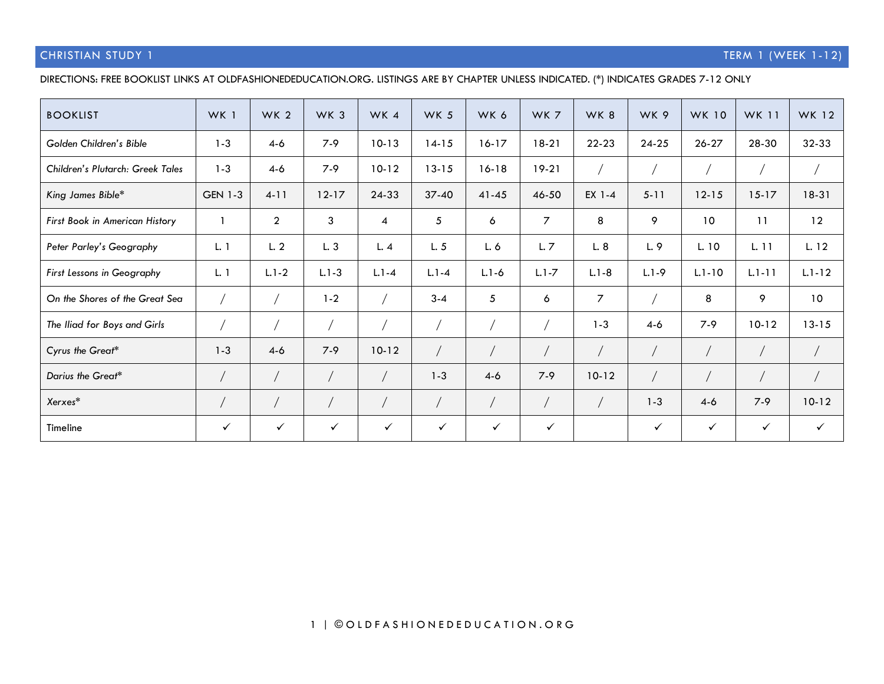CHRISTIAN STUDY 1 — TERM 1 (WEEK 1-12)

DIRECTIONS: FREE BOOKLIST LINKS AT OLDFASHIONEDEDUCATION.ORG. LISTINGS ARE BY CHAPTER UNLESS INDICATED. (*) INDICATES GRADES 7-12 ONLY

| BOOKLIST | WK 1 | WK 2 | WK 3 | WK 4 | WK 5 | WK 6 | WK 7 | WK 8 | WK 9 | WK 10 | WK 11 | WK 12 |
|---|---|---|---|---|---|---|---|---|---|---|---|---|
| *Golden Children's Bible* | 1-3 | 4-6 | 7-9 | 10-13 | 14-15 | 16-17 | 18-21 | 22-23 | 24-25 | 26-27 | 28-30 | 32-33 |
| *Children's Plutarch: Greek Tales* | 1-3 | 4-6 | 7-9 | 10-12 | 13-15 | 16-18 | 19-21 | / | / | / | / | / |
| *King James Bible** | GEN 1-3 | 4-11 | 12-17 | 24-33 | 37-40 | 41-45 | 46-50 | EX 1-4 | 5-11 | 12-15 | 15-17 | 18-31 |
| *First Book in American History* | 1 | 2 | 3 | 4 | 5 | 6 | 7 | 8 | 9 | 10 | 11 | 12 |
| *Peter Parley's Geography* | L. 1 | L. 2 | L. 3 | L. 4 | L. 5 | L. 6 | L. 7 | L. 8 | L. 9 | L. 10 | L. 11 | L. 12 |
| *First Lessons in Geography* | L. 1 | L.1-2 | L.1-3 | L.1-4 | L.1-4 | L.1-6 | L.1-7 | L.1-8 | L.1-9 | L.1-10 | L.1-11 | L.1-12 |
| *On the Shores of the Great Sea* | / | / | 1-2 | / | 3-4 | 5 | 6 | 7 | / | 8 | 9 | 10 |
| *The Iliad for Boys and Girls* | / | / | / | / | / | / | / | 1-3 | 4-6 | 7-9 | 10-12 | 13-15 |
| *Cyrus the Great** | 1-3 | 4-6 | 7-9 | 10-12 | / | / | / | / | / | / | / | / |
| *Darius the Great** | / | / | / | / | 1-3 | 4-6 | 7-9 | 10-12 | / | / | / | / |
| *Xerxes** | / | / | / | / | / | / | / | / | 1-3 | 4-6 | 7-9 | 10-12 |
| Timeline | ✓ | ✓ | ✓ | ✓ | ✓ | ✓ | ✓ | | ✓ | ✓ | ✓ | ✓ |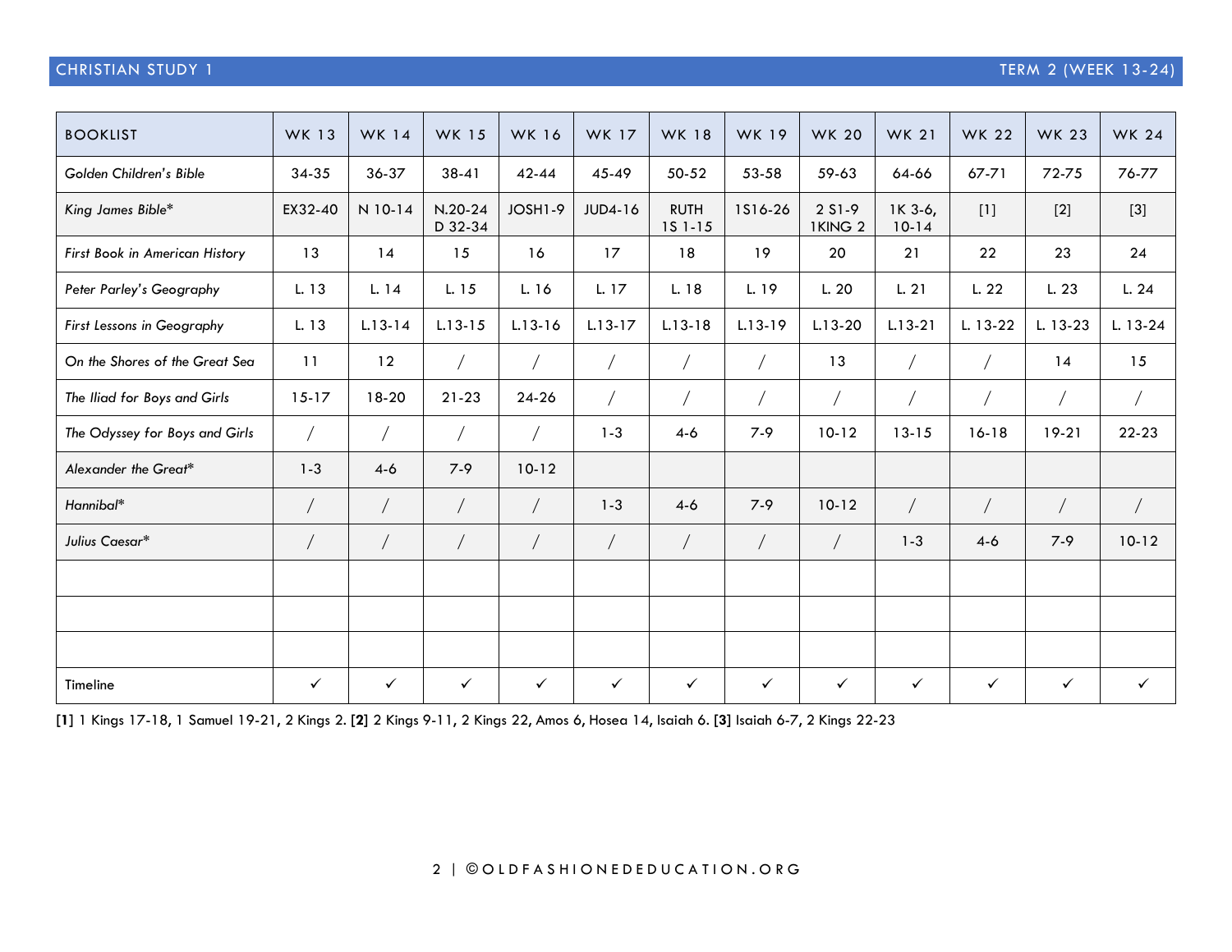CHRISTIAN STUDY 1 — TERM 2 (WEEK 13-24)

| BOOKLIST | WK 13 | WK 14 | WK 15 | WK 16 | WK 17 | WK 18 | WK 19 | WK 20 | WK 21 | WK 22 | WK 23 | WK 24 |
|---|---|---|---|---|---|---|---|---|---|---|---|---|
| *Golden Children's Bible* | 34-35 | 36-37 | 38-41 | 42-44 | 45-49 | 50-52 | 53-58 | 59-63 | 64-66 | 67-71 | 72-75 | 76-77 |
| *King James Bible** | EX32-40 | N 10-14 | N.20-24 D 32-34 | JOSH1-9 | JUD4-16 | RUTH 1S 1-15 | 1S16-26 | 2 S1-9 1KING 2 | 1K 3-6, 10-14 | [1] | [2] | [3] |
| *First Book in American History* | 13 | 14 | 15 | 16 | 17 | 18 | 19 | 20 | 21 | 22 | 23 | 24 |
| *Peter Parley's Geography* | L. 13 | L. 14 | L. 15 | L. 16 | L. 17 | L. 18 | L. 19 | L. 20 | L. 21 | L. 22 | L. 23 | L. 24 |
| *First Lessons in Geography* | L. 13 | L.13-14 | L.13-15 | L.13-16 | L.13-17 | L.13-18 | L.13-19 | L.13-20 | L.13-21 | L. 13-22 | L. 13-23 | L. 13-24 |
| *On the Shores of the Great Sea* | 11 | 12 | / | / | / | / | / | 13 | / | / | 14 | 15 |
| *The Iliad for Boys and Girls* | 15-17 | 18-20 | 21-23 | 24-26 | / | / | / | / | / | / | / | / |
| *The Odyssey for Boys and Girls* | / | / | / | / | 1-3 | 4-6 | 7-9 | 10-12 | 13-15 | 16-18 | 19-21 | 22-23 |
| *Alexander the Great** | 1-3 | 4-6 | 7-9 | 10-12 | | | | | | | | |
| *Hannibal** | / | / | / | / | 1-3 | 4-6 | 7-9 | 10-12 | / | / | / | / |
| *Julius Caesar** | / | / | / | / | / | / | / | / | 1-3 | 4-6 | 7-9 | 10-12 |
| | | | | | | | | | | | | |
| | | | | | | | | | | | | |
| | | | | | | | | | | | | |
| Timeline | ✓ | ✓ | ✓ | ✓ | ✓ | ✓ | ✓ | ✓ | ✓ | ✓ | ✓ | ✓ |

**[1]** 1 Kings 17-18, 1 Samuel 19-21, 2 Kings 2. **[2]** 2 Kings 9-11, 2 Kings 22, Amos 6, Hosea 14, Isaiah 6. **[3]** Isaiah 6-7, 2 Kings 22-23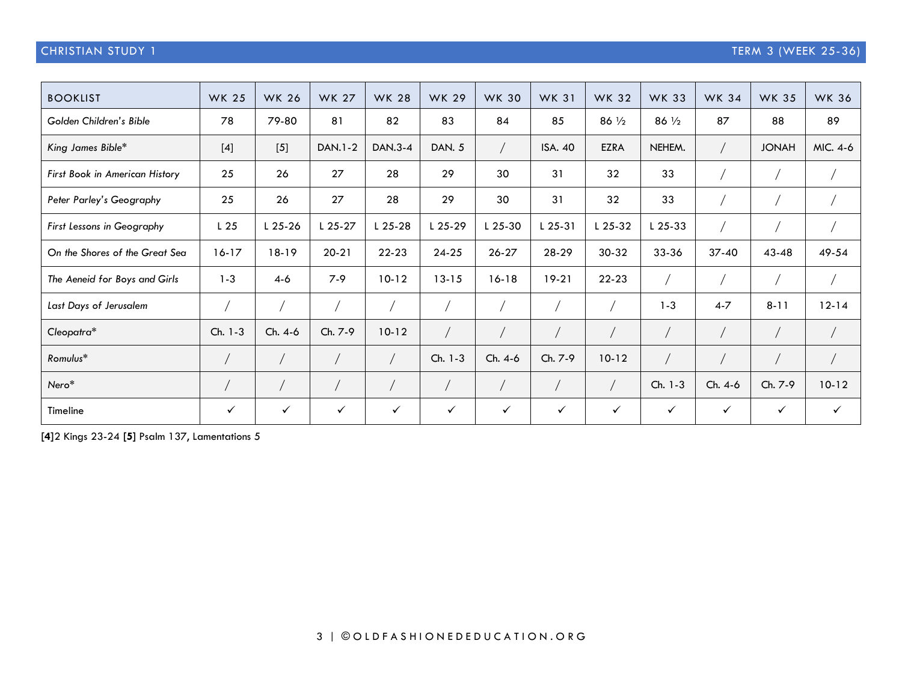CHRISTIAN STUDY 1 — TERM 3 (WEEK 25-36)

| BOOKLIST | WK 25 | WK 26 | WK 27 | WK 28 | WK 29 | WK 30 | WK 31 | WK 32 | WK 33 | WK 34 | WK 35 | WK 36 |
|---|---|---|---|---|---|---|---|---|---|---|---|---|
| *Golden Children's Bible* | 78 | 79-80 | 81 | 82 | 83 | 84 | 85 | 86 ½ | 86 ½ | 87 | 88 | 89 |
| *King James Bible** | [4] | [5] | DAN.1-2 | DAN.3-4 | DAN. 5 | / | ISA. 40 | EZRA | NEHEM. | / | JONAH | MIC. 4-6 |
| *First Book in American History* | 25 | 26 | 27 | 28 | 29 | 30 | 31 | 32 | 33 | / | / | / |
| *Peter Parley's Geography* | 25 | 26 | 27 | 28 | 29 | 30 | 31 | 32 | 33 | / | / | / |
| *First Lessons in Geography* | L 25 | L 25-26 | L 25-27 | L 25-28 | L 25-29 | L 25-30 | L 25-31 | L 25-32 | L 25-33 | / | / | / |
| *On the Shores of the Great Sea* | 16-17 | 18-19 | 20-21 | 22-23 | 24-25 | 26-27 | 28-29 | 30-32 | 33-36 | 37-40 | 43-48 | 49-54 |
| *The Aeneid for Boys and Girls* | 1-3 | 4-6 | 7-9 | 10-12 | 13-15 | 16-18 | 19-21 | 22-23 | / | / | / | / |
| *Last Days of Jerusalem* | / | / | / | / | / | / | / | / | 1-3 | 4-7 | 8-11 | 12-14 |
| *Cleopatra** | Ch. 1-3 | Ch. 4-6 | Ch. 7-9 | 10-12 | / | / | / | / | / | / | / | / |
| *Romulus** | / | / | / | / | Ch. 1-3 | Ch. 4-6 | Ch. 7-9 | 10-12 | / | / | / | / |
| *Nero** | / | / | / | / | / | / | / | / | Ch. 1-3 | Ch. 4-6 | Ch. 7-9 | 10-12 |
| Timeline | ✓ | ✓ | ✓ | ✓ | ✓ | ✓ | ✓ | ✓ | ✓ | ✓ | ✓ | ✓ |

**[4]**2 Kings 23-24 **[5]** Psalm 137**,** Lamentations 5